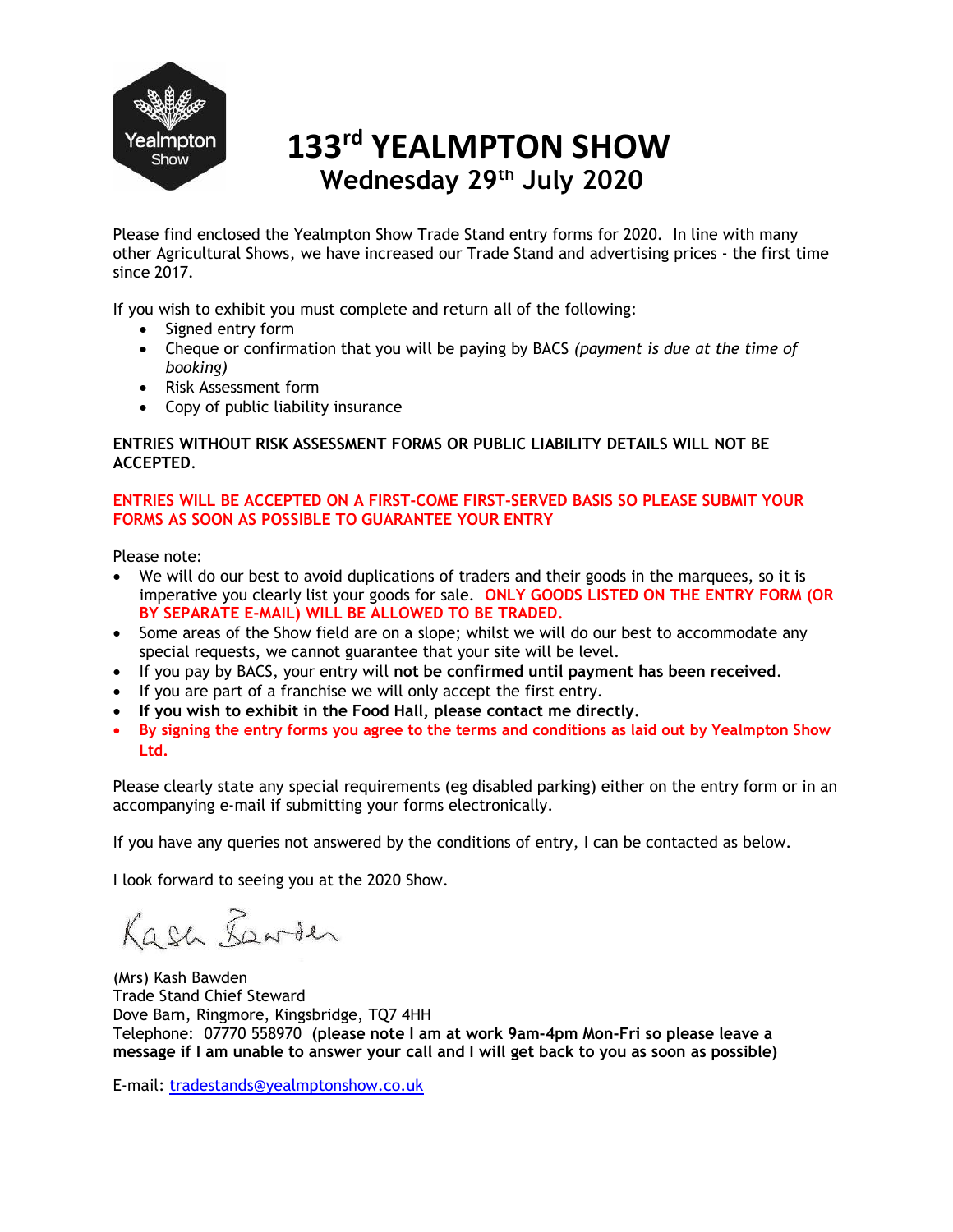# 133rd YEALMPTON SHOW

## Wednesday 29th July 2020

Please find enclosed the Yealmpton Show Trade Stand entry forms for 2020. In line with many other Agricultural Shows, we have increased our Trade Stand and advertising prices - the first time since 2017.

If you wish to exhibit you must complete and return **all** of the following:

- Signed entry form
- Cheque or confirmation that you will be paying by BACS *(payment is due at the time of booking)*
- Risk Assessment form
- Copy of public liability insurance

**ENTRIES WITHOUT RISK ASSESSMENT FORMS OR PUBLIC LIABILITY DETAILS WILL NOT BE ACCEPTED.**

**ENTRIES WILL BE ACCEPTED ON A FIRST-COME FIRST-SERVED BASIS SO PLEASE SUBMIT YOUR FORMS AS SOON AS POSSIBLE TO GUARANTEE YOUR ENTRY**

Please note:

- We will do our best to avoid duplications of traders and their goods in the marquees, so it is imperative you clearly list your goods for sale. **ONLY GOODS LISTED ON THE ENTRY FORM (OR BY SEPARATE E-MAIL) WILL BE ALLOWED TO BE TRADED.**
- Some areas of the Show field are on a slope; whilst we will do our best to accommodate any special requests, we cannot guarantee that your site will be level.
- If you pay by BACS, your entry will **not be confirmed until payment has been received**.
- If you are part of a franchise we will only accept the first entry.
- **If you wish to exhibit in the Food Hall, please contact me directly.**
- **By signing the entry forms you agree to the terms and conditions as laid out by Yealmpton Show Ltd.**

Please clearly state any special requirements (eg disabled parking) either on the entry form or in an accompanying e-mail if submitting your forms electronically.

If you have any queries not answered by the conditions of entry, I can be contacted as below.

I look forward to seeing you at the 2020 Show.

Kash Bawden

(Mrs) Kash Bawden
Trade Stand Chief Steward
Dove Barn, Ringmore, Kingsbridge, TQ7 4HH
Telephone: 07770 558970 **(please note I am at work 9am-4pm Mon-Fri so please leave a message if I am unable to answer your call and I will get back to you as soon as possible)**

E-mail: tradestands@yealmptonshow.co.uk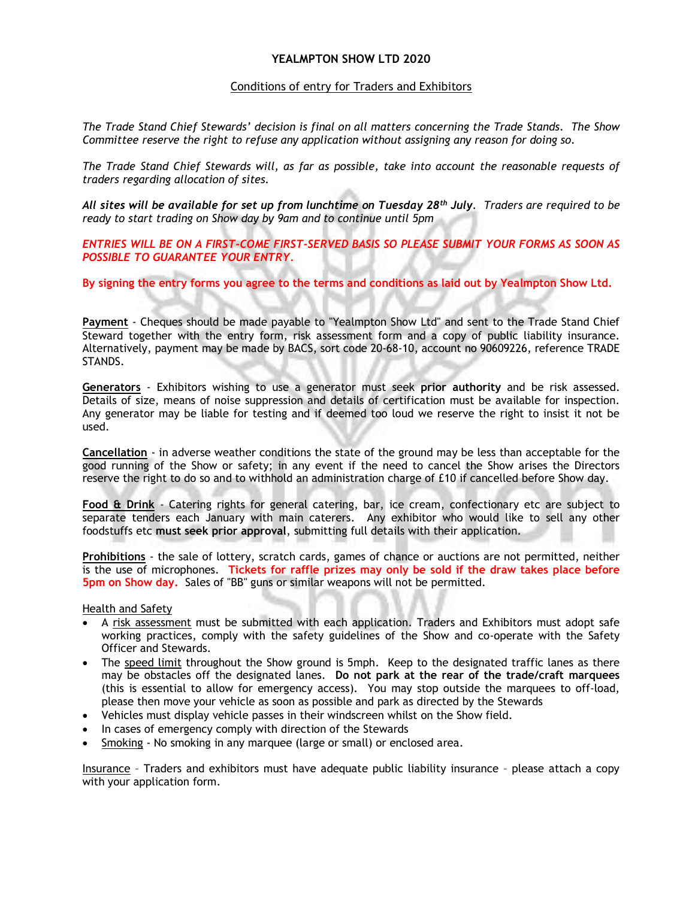# YEALMPTON SHOW LTD 2020

## Conditions of entry for Traders and Exhibitors

*The Trade Stand Chief Stewards' decision is final on all matters concerning the Trade Stands. The Show Committee reserve the right to refuse any application without assigning any reason for doing so.*

*The Trade Stand Chief Stewards will, as far as possible, take into account the reasonable requests of traders regarding allocation of sites.*

***All sites will be available for set up from lunchtime on Tuesday 28th July****. Traders are required to be ready to start trading on Show day by 9am and to continue until 5pm*

*ENTRIES WILL BE ON A FIRST-COME FIRST-SERVED BASIS SO PLEASE SUBMIT YOUR FORMS AS SOON AS POSSIBLE TO GUARANTEE YOUR ENTRY.*

**By signing the entry forms you agree to the terms and conditions as laid out by Yealmpton Show Ltd.**

**Payment** - Cheques should be made payable to "Yealmpton Show Ltd" and sent to the Trade Stand Chief Steward together with the entry form, risk assessment form and a copy of public liability insurance. Alternatively, payment may be made by BACS, sort code 20-68-10, account no 90609226, reference TRADE STANDS.

**Generators** - Exhibitors wishing to use a generator must seek **prior authority** and be risk assessed. Details of size, means of noise suppression and details of certification must be available for inspection. Any generator may be liable for testing and if deemed too loud we reserve the right to insist it not be used.

**Cancellation** - in adverse weather conditions the state of the ground may be less than acceptable for the good running of the Show or safety; in any event if the need to cancel the Show arises the Directors reserve the right to do so and to withhold an administration charge of £10 if cancelled before Show day.

**Food & Drink** - Catering rights for general catering, bar, ice cream, confectionary etc are subject to separate tenders each January with main caterers. Any exhibitor who would like to sell any other foodstuffs etc **must seek prior approval**, submitting full details with their application.

**Prohibitions** - the sale of lottery, scratch cards, games of chance or auctions are not permitted, neither is the use of microphones. **Tickets for raffle prizes may only be sold if the draw takes place before 5pm on Show day.** Sales of "BB" guns or similar weapons will not be permitted.

Health and Safety

- A risk assessment must be submitted with each application. Traders and Exhibitors must adopt safe working practices, comply with the safety guidelines of the Show and co-operate with the Safety Officer and Stewards.
- The speed limit throughout the Show ground is 5mph. Keep to the designated traffic lanes as there may be obstacles off the designated lanes. **Do not park at the rear of the trade/craft marquees** (this is essential to allow for emergency access). You may stop outside the marquees to off-load, please then move your vehicle as soon as possible and park as directed by the Stewards
- Vehicles must display vehicle passes in their windscreen whilst on the Show field.
- In cases of emergency comply with direction of the Stewards
- Smoking - No smoking in any marquee (large or small) or enclosed area.

Insurance – Traders and exhibitors must have adequate public liability insurance – please attach a copy with your application form.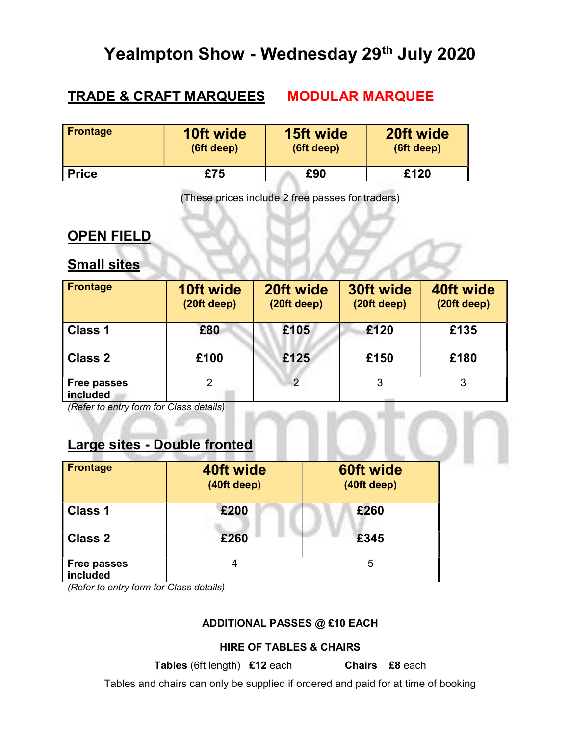# Yealmpton Show - Wednesday 29th July 2020

## TRADE & CRAFT MARQUEES    MODULAR MARQUEE

| Frontage | 10ft wide (6ft deep) | 15ft wide (6ft deep) | 20ft wide (6ft deep) |
|---|---|---|---|
| **Price** | **£75** | **£90** | **£120** |

(These prices include 2 free passes for traders)

## OPEN FIELD

### Small sites

| Frontage | 10ft wide (20ft deep) | 20ft wide (20ft deep) | 30ft wide (20ft deep) | 40ft wide (20ft deep) |
|---|---|---|---|---|
| **Class 1** | **£80** | **£105** | **£120** | **£135** |
| **Class 2** | **£100** | **£125** | **£150** | **£180** |
| **Free passes included** | 2 | 2 | 3 | 3 |

*(Refer to entry form for Class details)*

### Large sites - Double fronted

| Frontage | 40ft wide (40ft deep) | 60ft wide (40ft deep) |
|---|---|---|
| **Class 1** | **£200** | **£260** |
| **Class 2** | **£260** | **£345** |
| **Free passes included** | 4 | 5 |

*(Refer to entry form for Class details)*

**ADDITIONAL PASSES @ £10 EACH**

**HIRE OF TABLES & CHAIRS**

**Tables** (6ft length) **£12** each    **Chairs** **£8** each

Tables and chairs can only be supplied if ordered and paid for at time of booking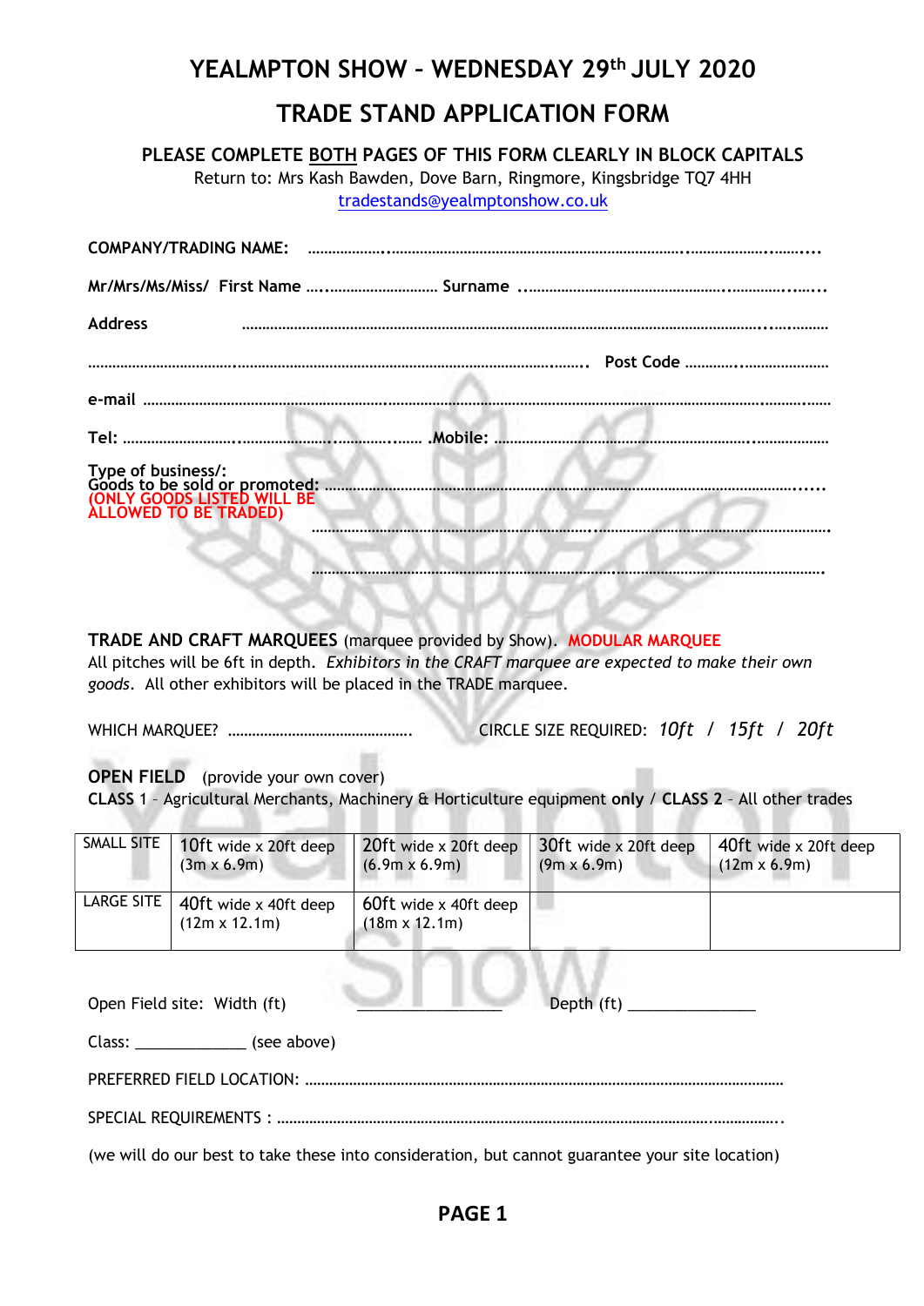# YEALMPTON SHOW – WEDNESDAY 29th JULY 2020

## TRADE STAND APPLICATION FORM

**PLEASE COMPLETE BOTH PAGES OF THIS FORM CLEARLY IN BLOCK CAPITALS**

Return to: Mrs Kash Bawden, Dove Barn, Ringmore, Kingsbridge TQ7 4HH
tradestands@yealmptonshow.co.uk

**COMPANY/TRADING NAME:** ……………………………………………………………………………

**Mr/Mrs/Ms/Miss/ First Name** ……………………… **Surname** ……………………………………………

**Address** ……………………………………………………………………………………………

…………………………………………………………………………… **Post Code** ………………………

**e-mail** ……………………………………………………………………………………………………

**Tel:** ……………………………………… **Mobile:** …………………………………………………

**Type of business/:**
**Goods to be sold or promoted:** ……………………………………………………………………
**(ONLY GOODS LISTED WILL BE ALLOWED TO BE TRADED)**

……………………………………………………………………………………………………

……………………………………………………………………………………………………

**TRADE AND CRAFT MARQUEES** (marquee provided by Show). **MODULAR MARQUEE**
All pitches will be 6ft in depth. *Exhibitors in the CRAFT marquee are expected to make their own goods*. All other exhibitors will be placed in the TRADE marquee.

WHICH MARQUEE? ………………………………… CIRCLE SIZE REQUIRED: *10ft / 15ft / 20ft*

**OPEN FIELD** (provide your own cover)
**CLASS** 1 – Agricultural Merchants, Machinery & Horticulture equipment **only** / **CLASS 2** – All other trades

| SMALL SITE | 10ft wide x 20ft deep (3m x 6.9m) | 20ft wide x 20ft deep (6.9m x 6.9m) | 30ft wide x 20ft deep (9m x 6.9m) | 40ft wide x 20ft deep (12m x 6.9m) |
|---|---|---|---|---|
| LARGE SITE | 40ft wide x 40ft deep (12m x 12.1m) | 60ft wide x 40ft deep (18m x 12.1m) | | |

Open Field site: Width (ft) ________________ Depth (ft) ______________

Class: ____________ (see above)

PREFERRED FIELD LOCATION: ……………………………………………………………………………

SPECIAL REQUIREMENTS : ………………………………………………………………………………

(we will do our best to take these into consideration, but cannot guarantee your site location)

**PAGE 1**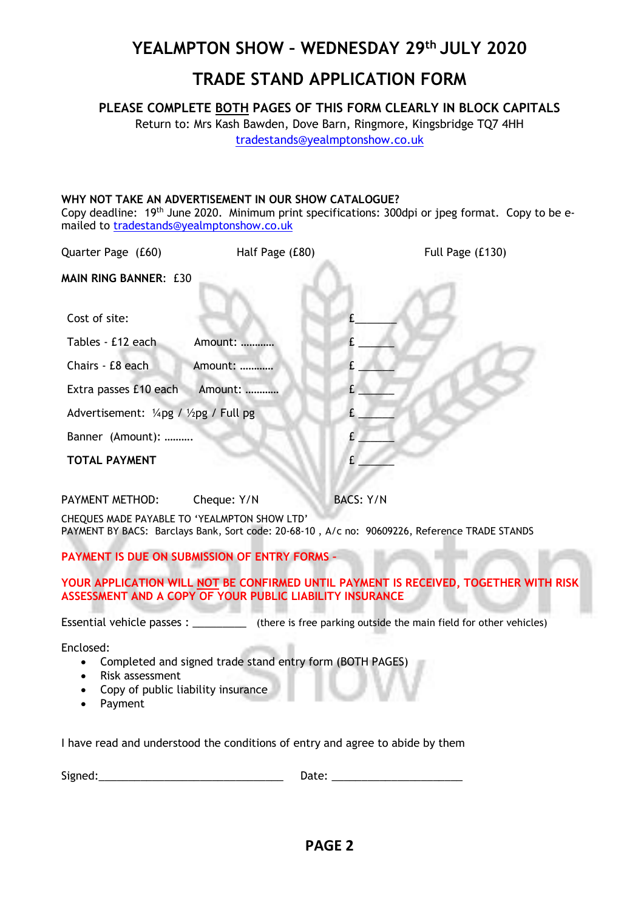# YEALMPTON SHOW – WEDNESDAY 29th JULY 2020

# TRADE STAND APPLICATION FORM

**PLEASE COMPLETE BOTH PAGES OF THIS FORM CLEARLY IN BLOCK CAPITALS**

Return to: Mrs Kash Bawden, Dove Barn, Ringmore, Kingsbridge TQ7 4HH

tradestands@yealmptonshow.co.uk

**WHY NOT TAKE AN ADVERTISEMENT IN OUR SHOW CATALOGUE?**

Copy deadline: 19th June 2020. Minimum print specifications: 300dpi or jpeg format. Copy to be e-mailed to tradestands@yealmptonshow.co.uk

Quarter Page (£60) Half Page (£80) Full Page (£130)

**MAIN RING BANNER**: £30

| | | |
|---|---|---|
| Cost of site: | | £_______ |
| Tables - £12 each | Amount: ………… | £ ______ |
| Chairs - £8 each | Amount: ………… | £ ______ |
| Extra passes £10 each | Amount: ………… | £ ______ |
| Advertisement: ¼pg / ½pg / Full pg | | £ ______ |
| Banner (Amount): ………. | | £ ______ |
| **TOTAL PAYMENT** | | £ ______ |

PAYMENT METHOD: Cheque: Y/N BACS: Y/N

CHEQUES MADE PAYABLE TO 'YEALMPTON SHOW LTD'

PAYMENT BY BACS: Barclays Bank, Sort code: 20-68-10 , A/c no: 90609226, Reference TRADE STANDS

**PAYMENT IS DUE ON SUBMISSION OF ENTRY FORMS –**

**YOUR APPLICATION WILL NOT BE CONFIRMED UNTIL PAYMENT IS RECEIVED, TOGETHER WITH RISK ASSESSMENT AND A COPY OF YOUR PUBLIC LIABILITY INSURANCE**

Essential vehicle passes : _________ (there is free parking outside the main field for other vehicles)

Enclosed:

- Completed and signed trade stand entry form (BOTH PAGES)
- Risk assessment
- Copy of public liability insurance
- Payment

I have read and understood the conditions of entry and agree to abide by them

Signed:_______________________________ Date: ______________________

**PAGE 2**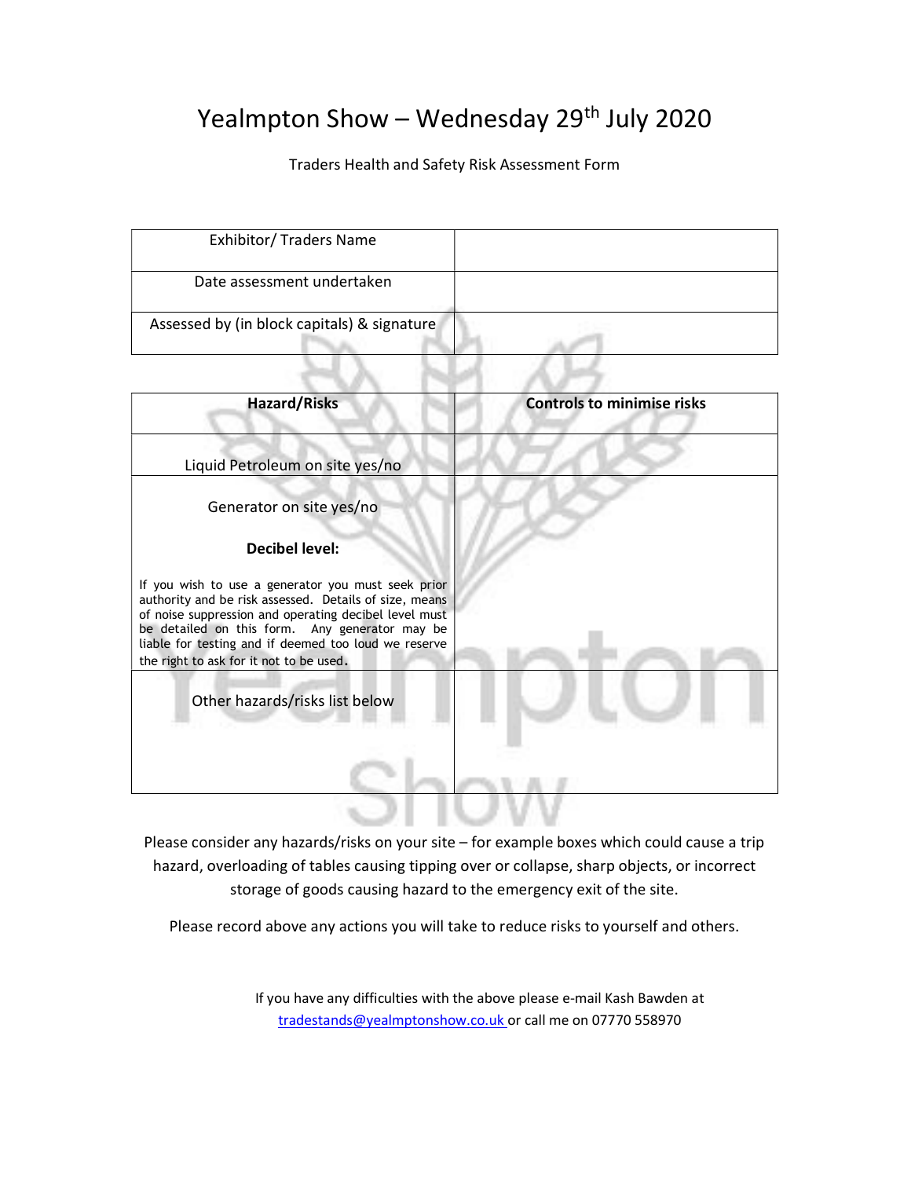# Yealmpton Show – Wednesday 29th July 2020

Traders Health and Safety Risk Assessment Form

| | |
|---|---|
| Exhibitor/ Traders Name | |
| Date assessment undertaken | |
| Assessed by (in block capitals) & signature | |

| **Hazard/Risks** | **Controls to minimise risks** |
|---|---|
| Liquid Petroleum on site yes/no | |
| Generator on site yes/no<br><br>**Decibel level:**<br><br>If you wish to use a generator you must seek prior authority and be risk assessed. Details of size, means of noise suppression and operating decibel level must be detailed on this form. Any generator may be liable for testing and if deemed too loud we reserve the right to ask for it not to be used. | |
| Other hazards/risks list below | |

Please consider any hazards/risks on your site – for example boxes which could cause a trip hazard, overloading of tables causing tipping over or collapse, sharp objects, or incorrect storage of goods causing hazard to the emergency exit of the site.

Please record above any actions you will take to reduce risks to yourself and others.

If you have any difficulties with the above please e-mail Kash Bawden at tradestands@yealmptonshow.co.uk or call me on 07770 558970